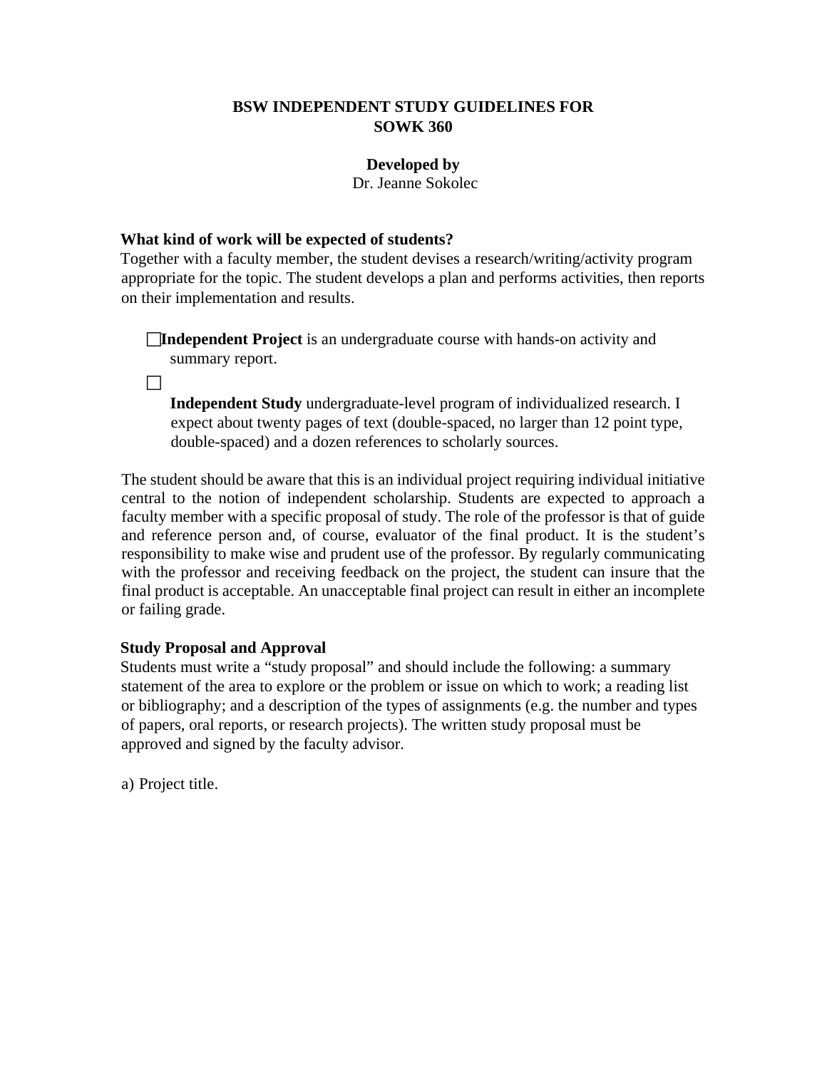**BSW INDEPENDENT STUDY GUIDELINES FOR SOWK 360**

**Developed by**
Dr. Jeanne Sokolec

**What kind of work will be expected of students?**
Together with a faculty member, the student devises a research/writing/activity program appropriate for the topic. The student develops a plan and performs activities, then reports on their implementation and results.

- ☐ **Independent Project** is an undergraduate course with hands-on activity and summary report.
- ☐ **Independent Study** undergraduate-level program of individualized research. I expect about twenty pages of text (double-spaced, no larger than 12 point type, double-spaced) and a dozen references to scholarly sources.

The student should be aware that this is an individual project requiring individual initiative central to the notion of independent scholarship. Students are expected to approach a faculty member with a specific proposal of study. The role of the professor is that of guide and reference person and, of course, evaluator of the final product. It is the student's responsibility to make wise and prudent use of the professor. By regularly communicating with the professor and receiving feedback on the project, the student can insure that the final product is acceptable. An unacceptable final project can result in either an incomplete or failing grade.

**Study Proposal and Approval**
Students must write a "study proposal" and should include the following: a summary statement of the area to explore or the problem or issue on which to work; a reading list or bibliography; and a description of the types of assignments (e.g. the number and types of papers, oral reports, or research projects). The written study proposal must be approved and signed by the faculty advisor.

a) Project title.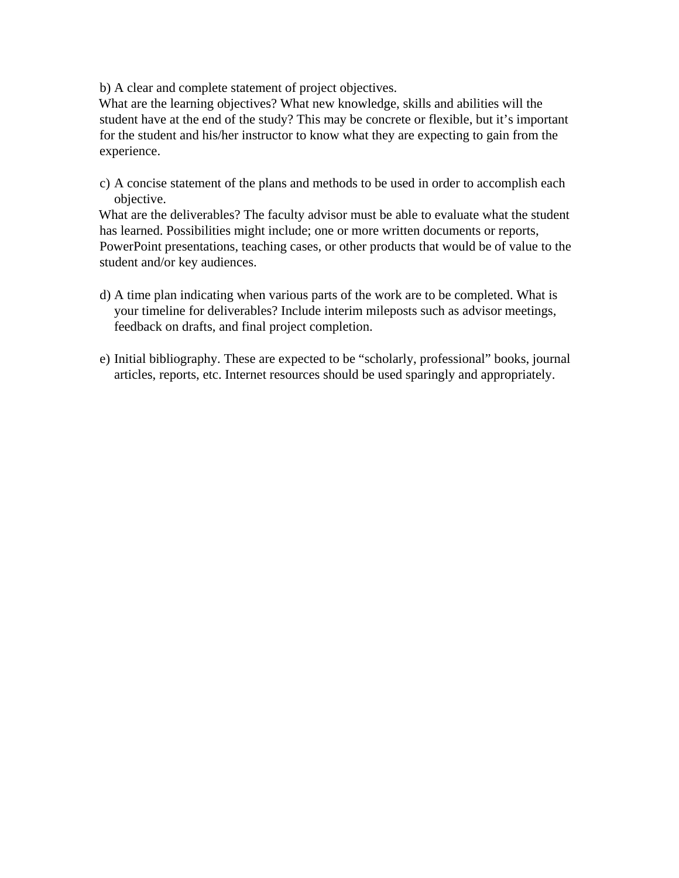b) A clear and complete statement of project objectives.

What are the learning objectives? What new knowledge, skills and abilities will the student have at the end of the study? This may be concrete or flexible, but it's important for the student and his/her instructor to know what they are expecting to gain from the experience.

c) A concise statement of the plans and methods to be used in order to accomplish each objective.

What are the deliverables? The faculty advisor must be able to evaluate what the student has learned. Possibilities might include; one or more written documents or reports, PowerPoint presentations, teaching cases, or other products that would be of value to the student and/or key audiences.

d) A time plan indicating when various parts of the work are to be completed. What is your timeline for deliverables? Include interim mileposts such as advisor meetings, feedback on drafts, and final project completion.

e) Initial bibliography. These are expected to be "scholarly, professional" books, journal articles, reports, etc. Internet resources should be used sparingly and appropriately.